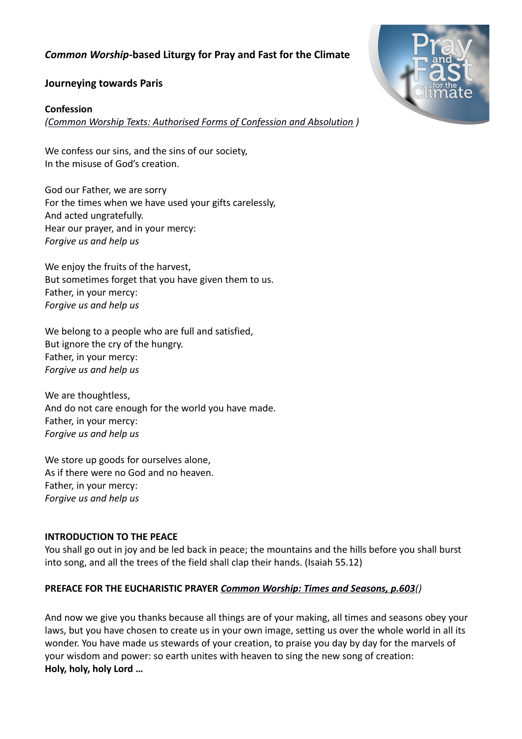# *Common Worship*-based Liturgy for Pray and Fast for the Climate

## Journeying towards Paris

### Confession

*(Common Worship Texts: Authorised Forms of Confession and Absolution )*

We confess our sins, and the sins of our society,
In the misuse of God's creation.

God our Father, we are sorry
For the times when we have used your gifts carelessly,
And acted ungratefully.
Hear our prayer, and in your mercy:
*Forgive us and help us*

We enjoy the fruits of the harvest,
But sometimes forget that you have given them to us.
Father, in your mercy:
*Forgive us and help us*

We belong to a people who are full and satisfied,
But ignore the cry of the hungry.
Father, in your mercy:
*Forgive us and help us*

We are thoughtless,
And do not care enough for the world you have made.
Father, in your mercy:
*Forgive us and help us*

We store up goods for ourselves alone,
As if there were no God and no heaven.
Father, in your mercy:
*Forgive us and help us*

### INTRODUCTION TO THE PEACE

You shall go out in joy and be led back in peace; the mountains and the hills before you shall burst into song, and all the trees of the field shall clap their hands. (Isaiah 55.12)

### PREFACE FOR THE EUCHARISTIC PRAYER *Common Worship: Times and Seasons, p.603()*

And now we give you thanks because all things are of your making, all times and seasons obey your laws, but you have chosen to create us in your own image, setting us over the whole world in all its wonder. You have made us stewards of your creation, to praise you day by day for the marvels of your wisdom and power: so earth unites with heaven to sing the new song of creation:
**Holy, holy, holy Lord …**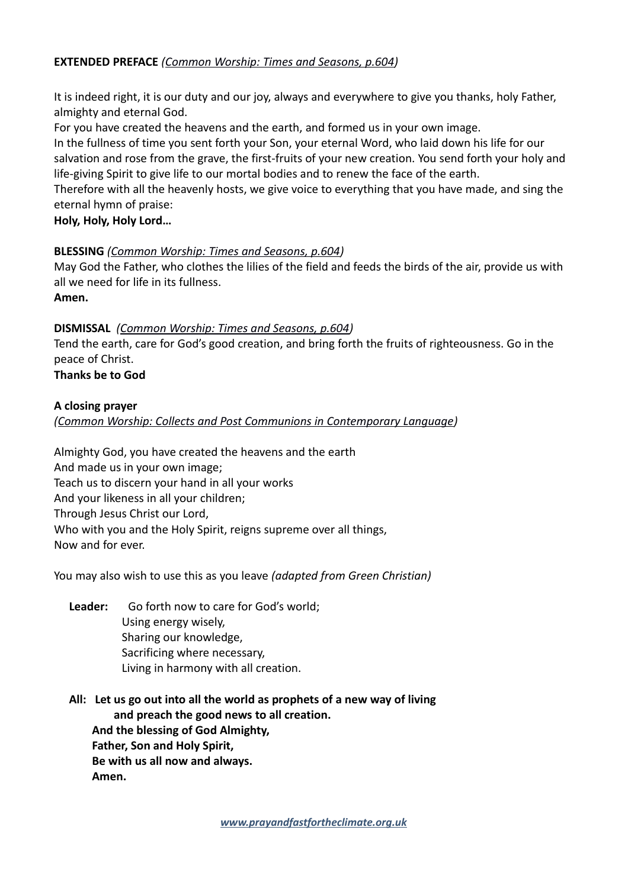**EXTENDED PREFACE** *(Common Worship: Times and Seasons, p.604)*

It is indeed right, it is our duty and our joy, always and everywhere to give you thanks, holy Father, almighty and eternal God.
For you have created the heavens and the earth, and formed us in your own image.
In the fullness of time you sent forth your Son, your eternal Word, who laid down his life for our salvation and rose from the grave, the first-fruits of your new creation. You send forth your holy and life-giving Spirit to give life to our mortal bodies and to renew the face of the earth.
Therefore with all the heavenly hosts, we give voice to everything that you have made, and sing the eternal hymn of praise:
**Holy, Holy, Holy Lord…**

**BLESSING** *(Common Worship: Times and Seasons, p.604)*
May God the Father, who clothes the lilies of the field and feeds the birds of the air, provide us with all we need for life in its fullness.
**Amen.**

**DISMISSAL** *(Common Worship: Times and Seasons, p.604)*
Tend the earth, care for God's good creation, and bring forth the fruits of righteousness. Go in the peace of Christ.
**Thanks be to God**

**A closing prayer**
*(Common Worship: Collects and Post Communions in Contemporary Language)*

Almighty God, you have created the heavens and the earth
And made us in your own image;
Teach us to discern your hand in all your works
And your likeness in all your children;
Through Jesus Christ our Lord,
Who with you and the Holy Spirit, reigns supreme over all things,
Now and for ever.

You may also wish to use this as you leave *(adapted from Green Christian)*

**Leader:** Go forth now to care for God's world;
Using energy wisely,
Sharing our knowledge,
Sacrificing where necessary,
Living in harmony with all creation.

**All: Let us go out into all the world as prophets of a new way of living
and preach the good news to all creation.
And the blessing of God Almighty,
Father, Son and Holy Spirit,
Be with us all now and always.
Amen.**

***www.prayandfastfortheclimate.org.uk***